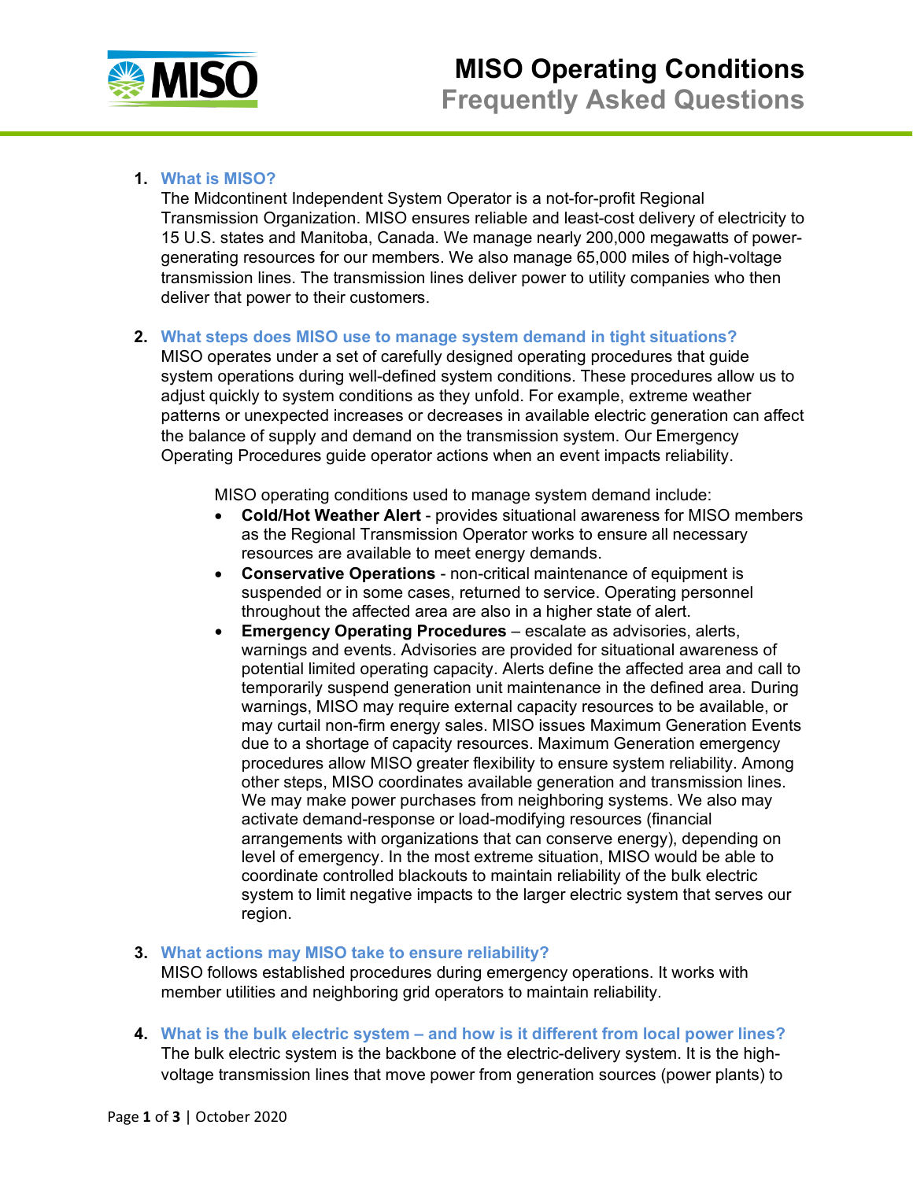# MISO Operating Conditions

## Frequently Asked Questions

1. **What is MISO?**

   The Midcontinent Independent System Operator is a not-for-profit Regional Transmission Organization. MISO ensures reliable and least-cost delivery of electricity to 15 U.S. states and Manitoba, Canada. We manage nearly 200,000 megawatts of power-generating resources for our members. We also manage 65,000 miles of high-voltage transmission lines. The transmission lines deliver power to utility companies who then deliver that power to their customers.

2. **What steps does MISO use to manage system demand in tight situations?**

   MISO operates under a set of carefully designed operating procedures that guide system operations during well-defined system conditions. These procedures allow us to adjust quickly to system conditions as they unfold. For example, extreme weather patterns or unexpected increases or decreases in available electric generation can affect the balance of supply and demand on the transmission system. Our Emergency Operating Procedures guide operator actions when an event impacts reliability.

   MISO operating conditions used to manage system demand include:

   - **Cold/Hot Weather Alert** - provides situational awareness for MISO members as the Regional Transmission Operator works to ensure all necessary resources are available to meet energy demands.
   - **Conservative Operations** - non-critical maintenance of equipment is suspended or in some cases, returned to service. Operating personnel throughout the affected area are also in a higher state of alert.
   - **Emergency Operating Procedures** – escalate as advisories, alerts, warnings and events. Advisories are provided for situational awareness of potential limited operating capacity. Alerts define the affected area and call to temporarily suspend generation unit maintenance in the defined area. During warnings, MISO may require external capacity resources to be available, or may curtail non-firm energy sales. MISO issues Maximum Generation Events due to a shortage of capacity resources. Maximum Generation emergency procedures allow MISO greater flexibility to ensure system reliability. Among other steps, MISO coordinates available generation and transmission lines. We may make power purchases from neighboring systems. We also may activate demand-response or load-modifying resources (financial arrangements with organizations that can conserve energy), depending on level of emergency. In the most extreme situation, MISO would be able to coordinate controlled blackouts to maintain reliability of the bulk electric system to limit negative impacts to the larger electric system that serves our region.

3. **What actions may MISO take to ensure reliability?**

   MISO follows established procedures during emergency operations. It works with member utilities and neighboring grid operators to maintain reliability.

4. **What is the bulk electric system – and how is it different from local power lines?**

   The bulk electric system is the backbone of the electric-delivery system. It is the high-voltage transmission lines that move power from generation sources (power plants) to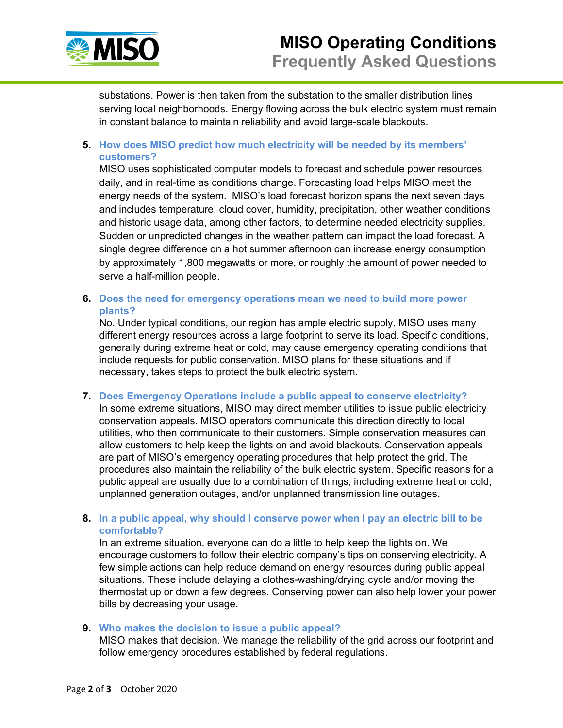substations. Power is then taken from the substation to the smaller distribution lines serving local neighborhoods. Energy flowing across the bulk electric system must remain in constant balance to maintain reliability and avoid large-scale blackouts.

5. **How does MISO predict how much electricity will be needed by its members' customers?**
   MISO uses sophisticated computer models to forecast and schedule power resources daily, and in real-time as conditions change. Forecasting load helps MISO meet the energy needs of the system. MISO's load forecast horizon spans the next seven days and includes temperature, cloud cover, humidity, precipitation, other weather conditions and historic usage data, among other factors, to determine needed electricity supplies. Sudden or unpredicted changes in the weather pattern can impact the load forecast. A single degree difference on a hot summer afternoon can increase energy consumption by approximately 1,800 megawatts or more, or roughly the amount of power needed to serve a half-million people.

6. **Does the need for emergency operations mean we need to build more power plants?**
   No. Under typical conditions, our region has ample electric supply. MISO uses many different energy resources across a large footprint to serve its load. Specific conditions, generally during extreme heat or cold, may cause emergency operating conditions that include requests for public conservation. MISO plans for these situations and if necessary, takes steps to protect the bulk electric system.

7. **Does Emergency Operations include a public appeal to conserve electricity?**
   In some extreme situations, MISO may direct member utilities to issue public electricity conservation appeals. MISO operators communicate this direction directly to local utilities, who then communicate to their customers. Simple conservation measures can allow customers to help keep the lights on and avoid blackouts. Conservation appeals are part of MISO's emergency operating procedures that help protect the grid. The procedures also maintain the reliability of the bulk electric system. Specific reasons for a public appeal are usually due to a combination of things, including extreme heat or cold, unplanned generation outages, and/or unplanned transmission line outages.

8. **In a public appeal, why should I conserve power when I pay an electric bill to be comfortable?**
   In an extreme situation, everyone can do a little to help keep the lights on. We encourage customers to follow their electric company's tips on conserving electricity. A few simple actions can help reduce demand on energy resources during public appeal situations. These include delaying a clothes-washing/drying cycle and/or moving the thermostat up or down a few degrees. Conserving power can also help lower your power bills by decreasing your usage.

9. **Who makes the decision to issue a public appeal?**
   MISO makes that decision. We manage the reliability of the grid across our footprint and follow emergency procedures established by federal regulations.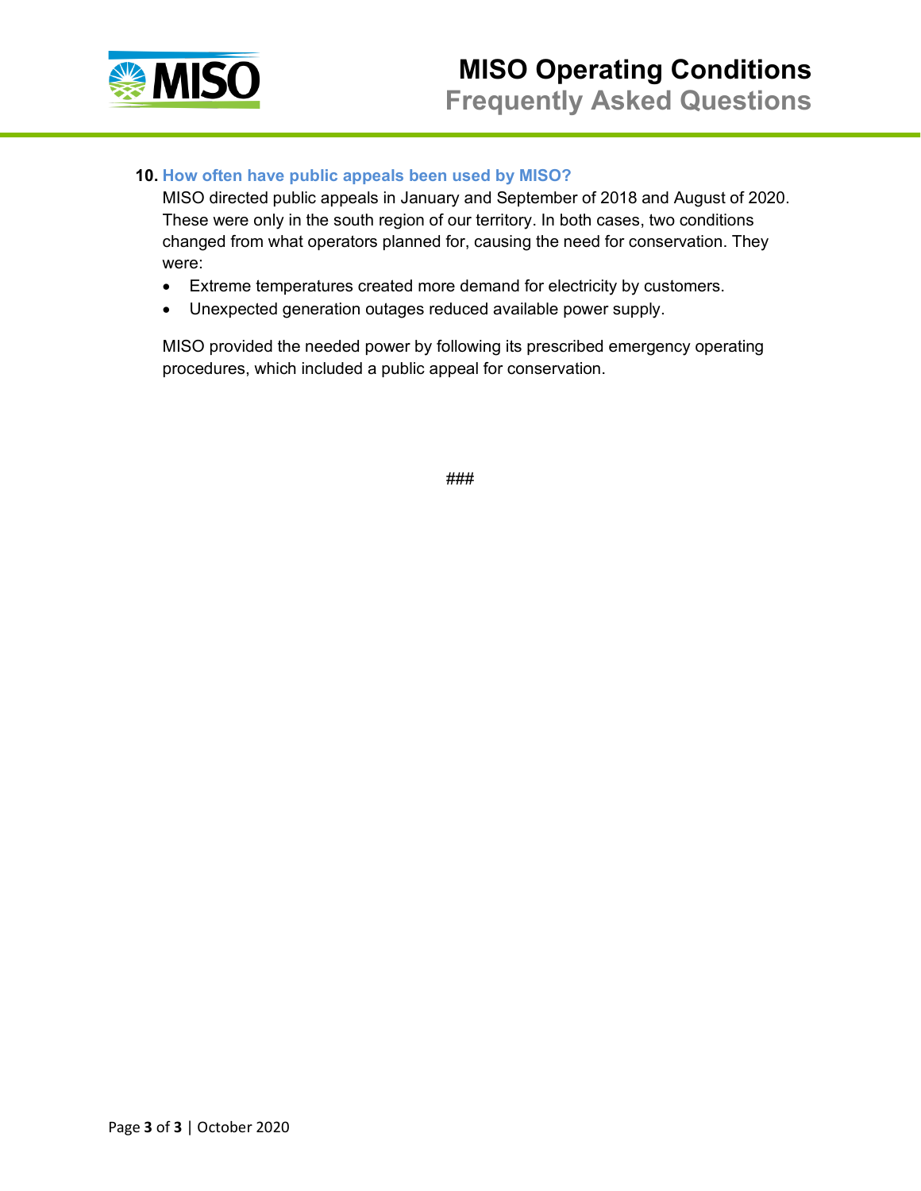**10. How often have public appeals been used by MISO?**

MISO directed public appeals in January and September of 2018 and August of 2020. These were only in the south region of our territory. In both cases, two conditions changed from what operators planned for, causing the need for conservation. They were:

- Extreme temperatures created more demand for electricity by customers.
- Unexpected generation outages reduced available power supply.

MISO provided the needed power by following its prescribed emergency operating procedures, which included a public appeal for conservation.

###